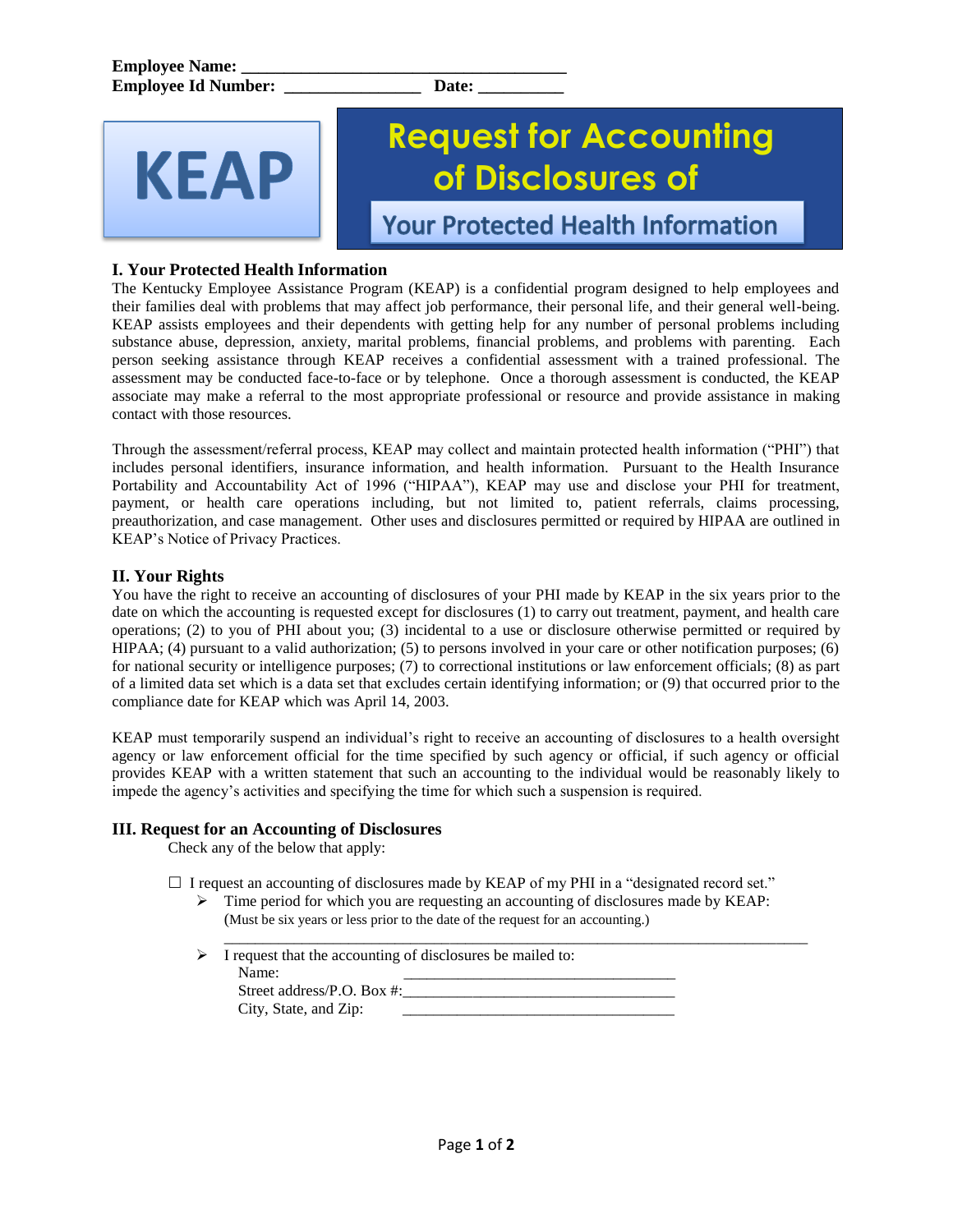**Employee Name: ________________________________________**
**Employee Id Number: ________________ Date: __________**

KEAP

# Request for Accounting of Disclosures of Your Protected Health Information

## I. Your Protected Health Information

The Kentucky Employee Assistance Program (KEAP) is a confidential program designed to help employees and their families deal with problems that may affect job performance, their personal life, and their general well-being. KEAP assists employees and their dependents with getting help for any number of personal problems including substance abuse, depression, anxiety, marital problems, financial problems, and problems with parenting. Each person seeking assistance through KEAP receives a confidential assessment with a trained professional. The assessment may be conducted face-to-face or by telephone. Once a thorough assessment is conducted, the KEAP associate may make a referral to the most appropriate professional or resource and provide assistance in making contact with those resources.

Through the assessment/referral process, KEAP may collect and maintain protected health information ("PHI") that includes personal identifiers, insurance information, and health information. Pursuant to the Health Insurance Portability and Accountability Act of 1996 ("HIPAA"), KEAP may use and disclose your PHI for treatment, payment, or health care operations including, but not limited to, patient referrals, claims processing, preauthorization, and case management. Other uses and disclosures permitted or required by HIPAA are outlined in KEAP's Notice of Privacy Practices.

## II. Your Rights

You have the right to receive an accounting of disclosures of your PHI made by KEAP in the six years prior to the date on which the accounting is requested except for disclosures (1) to carry out treatment, payment, and health care operations; (2) to you of PHI about you; (3) incidental to a use or disclosure otherwise permitted or required by HIPAA; (4) pursuant to a valid authorization; (5) to persons involved in your care or other notification purposes; (6) for national security or intelligence purposes; (7) to correctional institutions or law enforcement officials; (8) as part of a limited data set which is a data set that excludes certain identifying information; or (9) that occurred prior to the compliance date for KEAP which was April 14, 2003.

KEAP must temporarily suspend an individual's right to receive an accounting of disclosures to a health oversight agency or law enforcement official for the time specified by such agency or official, if such agency or official provides KEAP with a written statement that such an accounting to the individual would be reasonably likely to impede the agency's activities and specifying the time for which such a suspension is required.

## III. Request for an Accounting of Disclosures

Check any of the below that apply:

☐ I request an accounting of disclosures made by KEAP of my PHI in a "designated record set."

- Time period for which you are requesting an accounting of disclosures made by KEAP: (Must be six years or less prior to the date of the request for an accounting.)

  ________________________________________________________________

- I request that the accounting of disclosures be mailed to:

  Name: ___________________________________

  Street address/P.O. Box #: ___________________________________

  City, State, and Zip: ___________________________________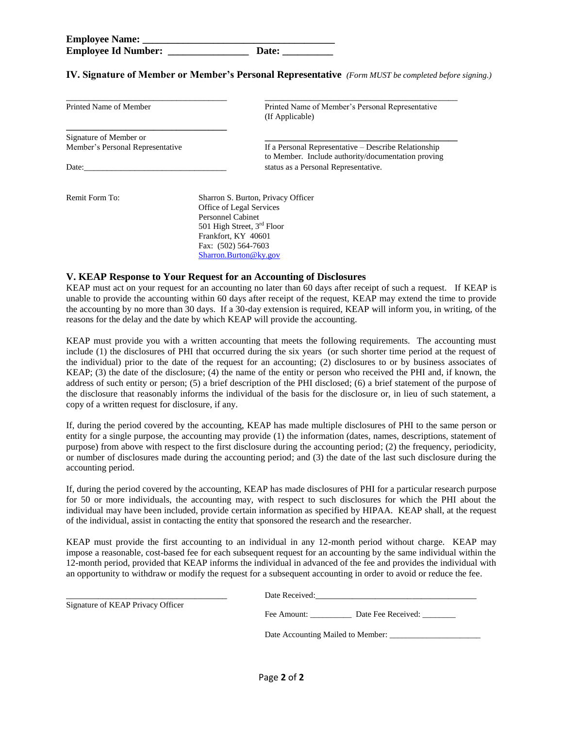**Employee Name: ______________________________________**
**Employee Id Number: ________________ Date: __________**

## IV. Signature of Member or Member's Personal Representative *(Form MUST be completed before signing.)*

_____________________________________
Printed Name of Member

_____________________________________
Signature of Member or
Member's Personal Representative

Date:__________________________________

_____________________________________________
Printed Name of Member's Personal Representative
(If Applicable)

_____________________________________________
If a Personal Representative – Describe Relationship to Member. Include authority/documentation proving status as a Personal Representative.

Remit Form To:

Sharron S. Burton, Privacy Officer
Office of Legal Services
Personnel Cabinet
501 High Street, 3rd Floor
Frankfort, KY 40601
Fax: (502) 564-7603
Sharron.Burton@ky.gov

## V. KEAP Response to Your Request for an Accounting of Disclosures

KEAP must act on your request for an accounting no later than 60 days after receipt of such a request. If KEAP is unable to provide the accounting within 60 days after receipt of the request, KEAP may extend the time to provide the accounting by no more than 30 days. If a 30-day extension is required, KEAP will inform you, in writing, of the reasons for the delay and the date by which KEAP will provide the accounting.

KEAP must provide you with a written accounting that meets the following requirements. The accounting must include (1) the disclosures of PHI that occurred during the six years (or such shorter time period at the request of the individual) prior to the date of the request for an accounting; (2) disclosures to or by business associates of KEAP; (3) the date of the disclosure; (4) the name of the entity or person who received the PHI and, if known, the address of such entity or person; (5) a brief description of the PHI disclosed; (6) a brief statement of the purpose of the disclosure that reasonably informs the individual of the basis for the disclosure or, in lieu of such statement, a copy of a written request for disclosure, if any.

If, during the period covered by the accounting, KEAP has made multiple disclosures of PHI to the same person or entity for a single purpose, the accounting may provide (1) the information (dates, names, descriptions, statement of purpose) from above with respect to the first disclosure during the accounting period; (2) the frequency, periodicity, or number of disclosures made during the accounting period; and (3) the date of the last such disclosure during the accounting period.

If, during the period covered by the accounting, KEAP has made disclosures of PHI for a particular research purpose for 50 or more individuals, the accounting may, with respect to such disclosures for which the PHI about the individual may have been included, provide certain information as specified by HIPAA. KEAP shall, at the request of the individual, assist in contacting the entity that sponsored the research and the researcher.

KEAP must provide the first accounting to an individual in any 12-month period without charge. KEAP may impose a reasonable, cost-based fee for each subsequent request for an accounting by the same individual within the 12-month period, provided that KEAP informs the individual in advanced of the fee and provides the individual with an opportunity to withdraw or modify the request for a subsequent accounting in order to avoid or reduce the fee.

_____________________________________
Signature of KEAP Privacy Officer

Date Received:_______________________________________

Fee Amount: __________ Date Fee Received: ________

Date Accounting Mailed to Member: ______________________